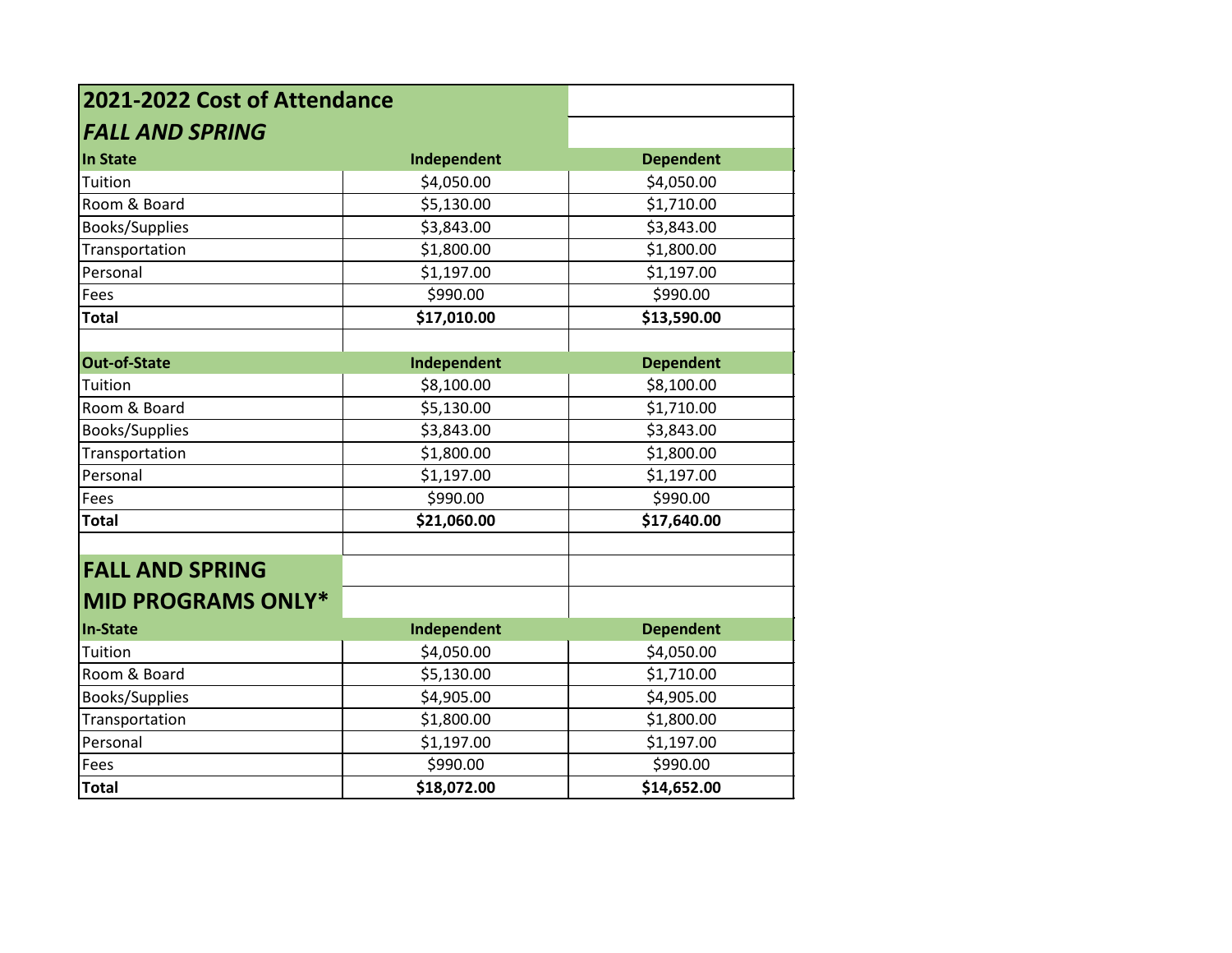# 2021-2022 Cost of Attendance

## *FALL AND SPRING*

| In State | Independent | Dependent |
|---|---|---|
| Tuition | $4,050.00 | $4,050.00 |
| Room & Board | $5,130.00 | $1,710.00 |
| Books/Supplies | $3,843.00 | $3,843.00 |
| Transportation | $1,800.00 | $1,800.00 |
| Personal | $1,197.00 | $1,197.00 |
| Fees | $990.00 | $990.00 |
| **Total** | **$17,010.00** | **$13,590.00** |

| Out-of-State | Independent | Dependent |
|---|---|---|
| Tuition | $8,100.00 | $8,100.00 |
| Room & Board | $5,130.00 | $1,710.00 |
| Books/Supplies | $3,843.00 | $3,843.00 |
| Transportation | $1,800.00 | $1,800.00 |
| Personal | $1,197.00 | $1,197.00 |
| Fees | $990.00 | $990.00 |
| **Total** | **$21,060.00** | **$17,640.00** |

## FALL AND SPRING
## MID PROGRAMS ONLY*

| In-State | Independent | Dependent |
|---|---|---|
| Tuition | $4,050.00 | $4,050.00 |
| Room & Board | $5,130.00 | $1,710.00 |
| Books/Supplies | $4,905.00 | $4,905.00 |
| Transportation | $1,800.00 | $1,800.00 |
| Personal | $1,197.00 | $1,197.00 |
| Fees | $990.00 | $990.00 |
| **Total** | **$18,072.00** | **$14,652.00** |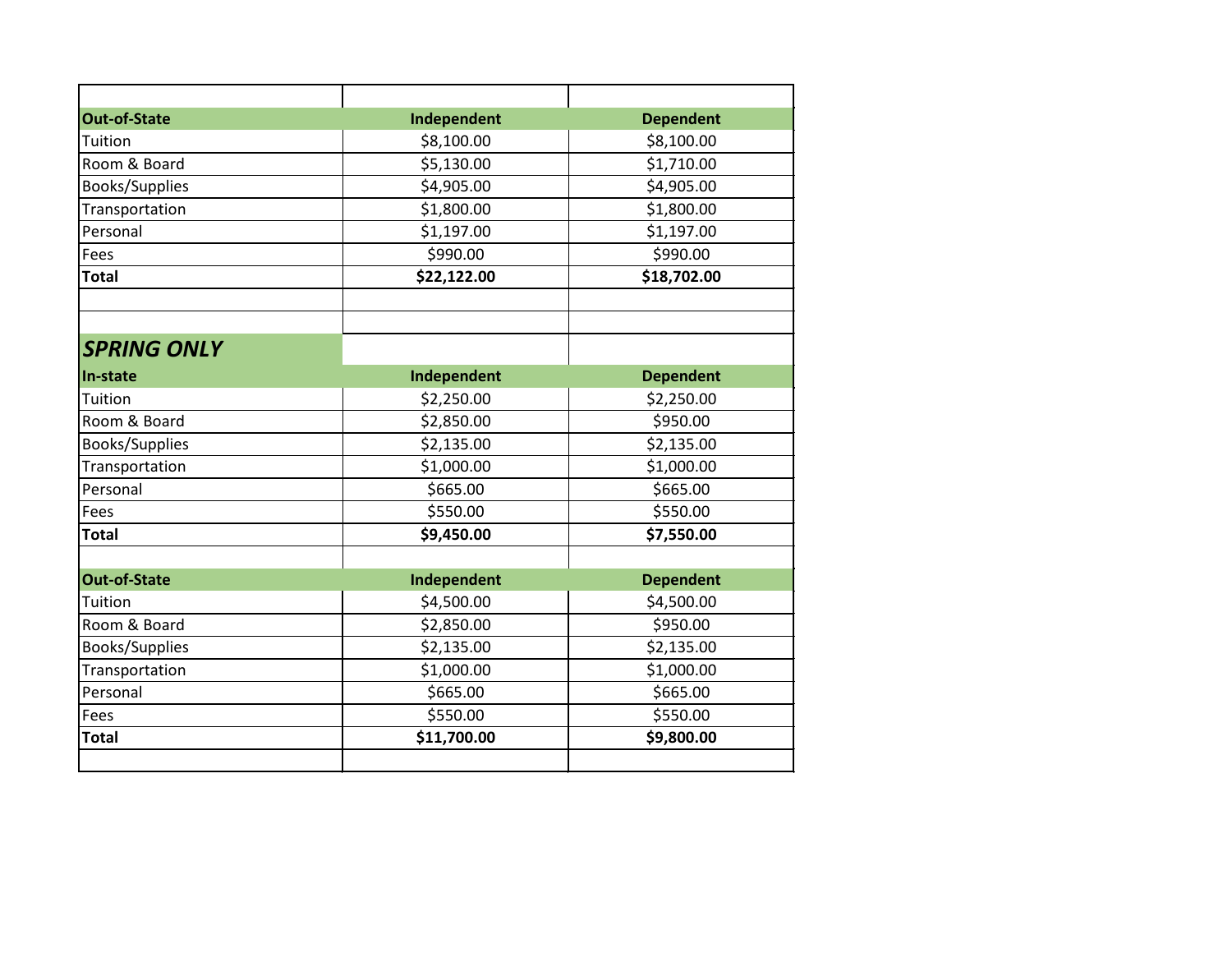| Out-of-State | Independent | Dependent |
|---|---|---|
| Tuition | $8,100.00 | $8,100.00 |
| Room & Board | $5,130.00 | $1,710.00 |
| Books/Supplies | $4,905.00 | $4,905.00 |
| Transportation | $1,800.00 | $1,800.00 |
| Personal | $1,197.00 | $1,197.00 |
| Fees | $990.00 | $990.00 |
| **Total** | **$22,122.00** | **$18,702.00** |

## *SPRING ONLY*

| In-state | Independent | Dependent |
|---|---|---|
| Tuition | $2,250.00 | $2,250.00 |
| Room & Board | $2,850.00 | $950.00 |
| Books/Supplies | $2,135.00 | $2,135.00 |
| Transportation | $1,000.00 | $1,000.00 |
| Personal | $665.00 | $665.00 |
| Fees | $550.00 | $550.00 |
| **Total** | **$9,450.00** | **$7,550.00** |

| Out-of-State | Independent | Dependent |
|---|---|---|
| Tuition | $4,500.00 | $4,500.00 |
| Room & Board | $2,850.00 | $950.00 |
| Books/Supplies | $2,135.00 | $2,135.00 |
| Transportation | $1,000.00 | $1,000.00 |
| Personal | $665.00 | $665.00 |
| Fees | $550.00 | $550.00 |
| **Total** | **$11,700.00** | **$9,800.00** |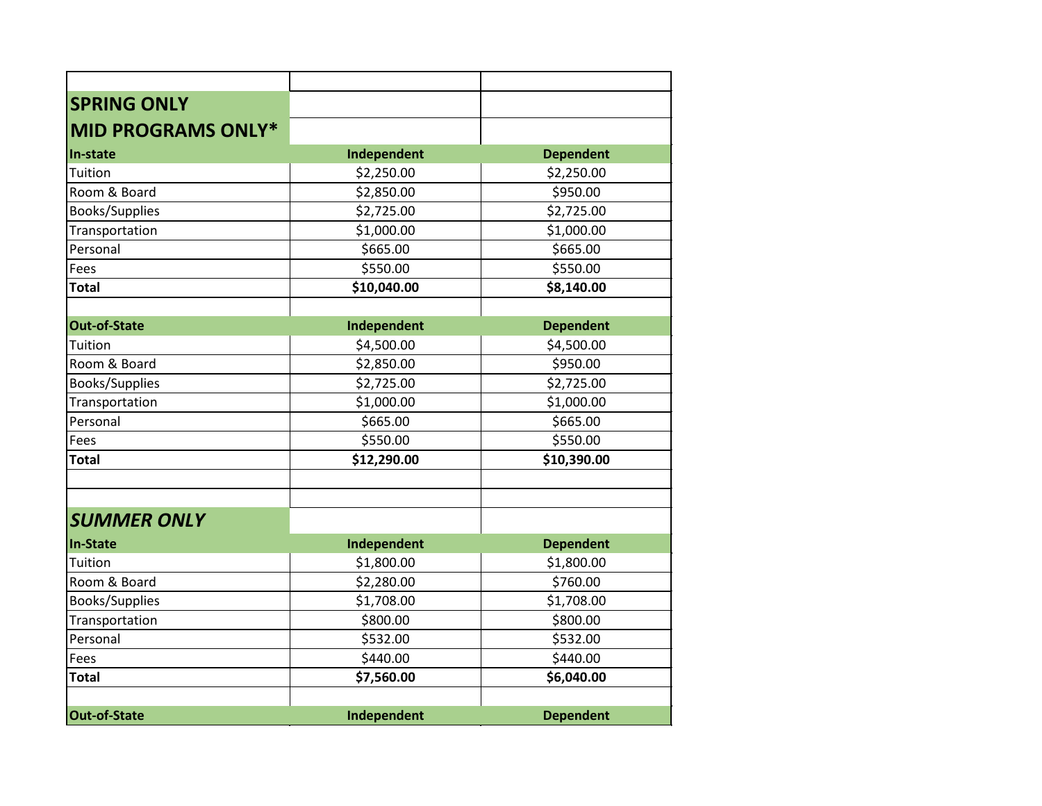## SPRING ONLY

## MID PROGRAMS ONLY*

| In-state | Independent | Dependent |
| --- | --- | --- |
| Tuition | $2,250.00 | $2,250.00 |
| Room & Board | $2,850.00 | $950.00 |
| Books/Supplies | $2,725.00 | $2,725.00 |
| Transportation | $1,000.00 | $1,000.00 |
| Personal | $665.00 | $665.00 |
| Fees | $550.00 | $550.00 |
| **Total** | **$10,040.00** | **$8,140.00** |

| Out-of-State | Independent | Dependent |
| --- | --- | --- |
| Tuition | $4,500.00 | $4,500.00 |
| Room & Board | $2,850.00 | $950.00 |
| Books/Supplies | $2,725.00 | $2,725.00 |
| Transportation | $1,000.00 | $1,000.00 |
| Personal | $665.00 | $665.00 |
| Fees | $550.00 | $550.00 |
| **Total** | **$12,290.00** | **$10,390.00** |

## *SUMMER ONLY*

| In-State | Independent | Dependent |
| --- | --- | --- |
| Tuition | $1,800.00 | $1,800.00 |
| Room & Board | $2,280.00 | $760.00 |
| Books/Supplies | $1,708.00 | $1,708.00 |
| Transportation | $800.00 | $800.00 |
| Personal | $532.00 | $532.00 |
| Fees | $440.00 | $440.00 |
| **Total** | **$7,560.00** | **$6,040.00** |

| Out-of-State | Independent | Dependent |
| --- | --- | --- |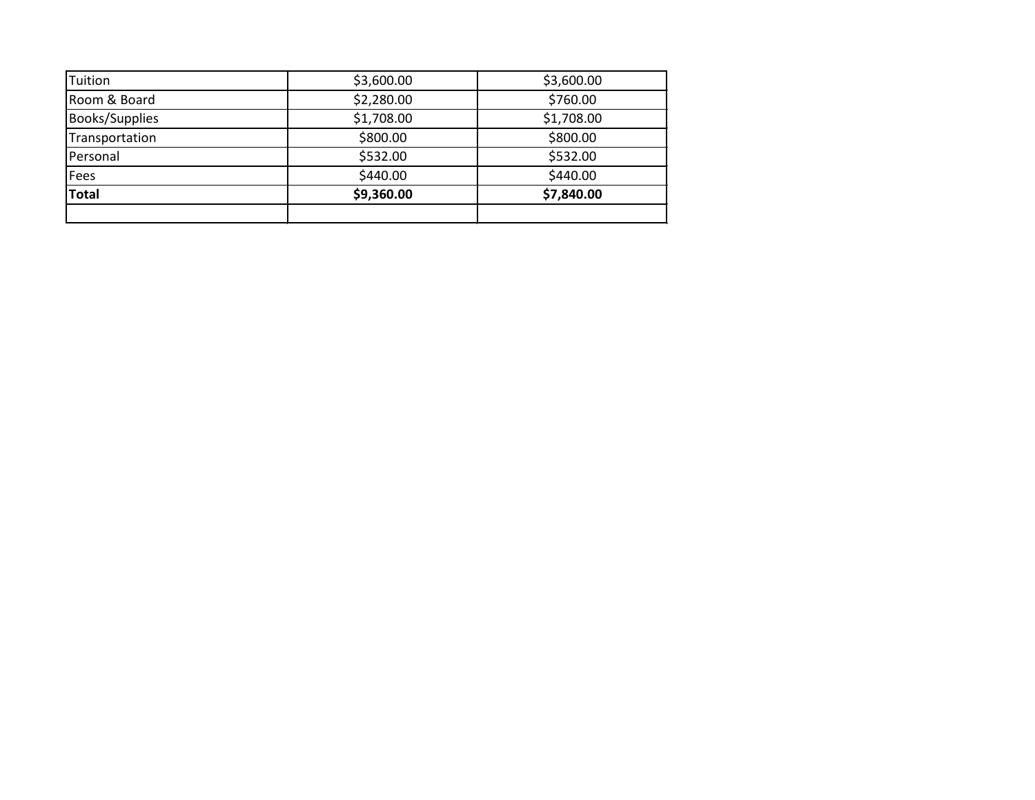| | | |
|---|---|---|
| Tuition | $3,600.00 | $3,600.00 |
| Room & Board | $2,280.00 | $760.00 |
| Books/Supplies | $1,708.00 | $1,708.00 |
| Transportation | $800.00 | $800.00 |
| Personal | $532.00 | $532.00 |
| Fees | $440.00 | $440.00 |
| **Total** | **$9,360.00** | **$7,840.00** |
| | | |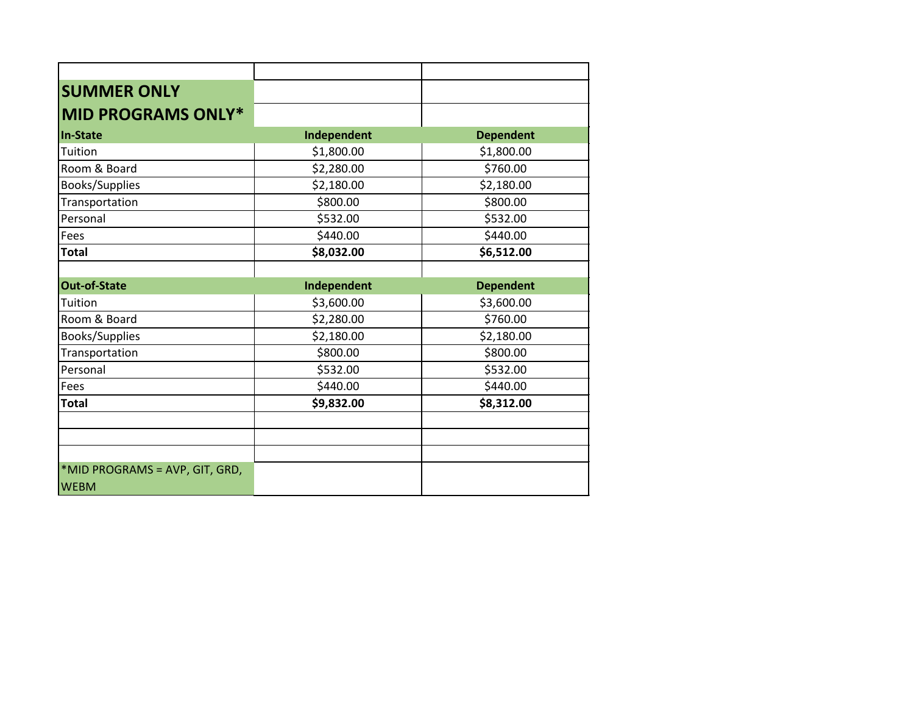## SUMMER ONLY

## MID PROGRAMS ONLY*

| In-State | Independent | Dependent |
| --- | --- | --- |
| Tuition | $1,800.00 | $1,800.00 |
| Room & Board | $2,280.00 | $760.00 |
| Books/Supplies | $2,180.00 | $2,180.00 |
| Transportation | $800.00 | $800.00 |
| Personal | $532.00 | $532.00 |
| Fees | $440.00 | $440.00 |
| **Total** | **$8,032.00** | **$6,512.00** |

| Out-of-State | Independent | Dependent |
| --- | --- | --- |
| Tuition | $3,600.00 | $3,600.00 |
| Room & Board | $2,280.00 | $760.00 |
| Books/Supplies | $2,180.00 | $2,180.00 |
| Transportation | $800.00 | $800.00 |
| Personal | $532.00 | $532.00 |
| Fees | $440.00 | $440.00 |
| **Total** | **$9,832.00** | **$8,312.00** |

*MID PROGRAMS = AVP, GIT, GRD, WEBM